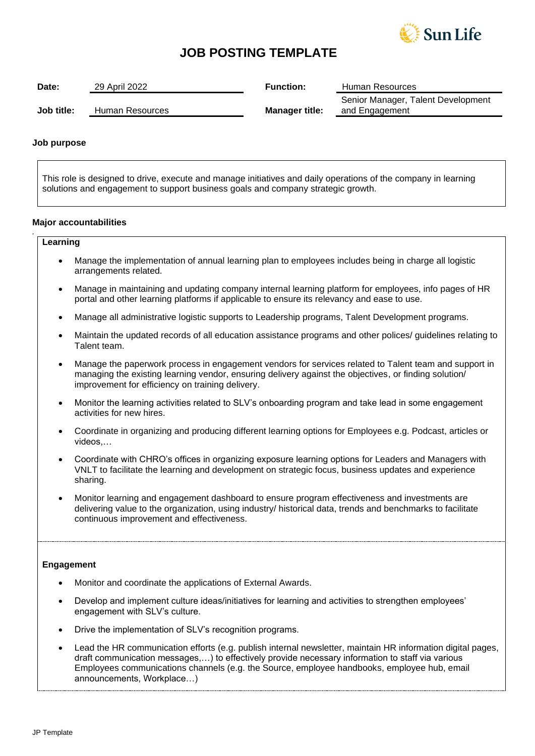# JOB POSTING TEMPLATE

| | | | |
|---|---|---|---|
| **Date:** | 29 April 2022 | **Function:** | Human Resources |
| **Job title:** | Human Resources | **Manager title:** | Senior Manager, Talent Development and Engagement |

**Job purpose**

This role is designed to drive, execute and manage initiatives and daily operations of the company in learning solutions and engagement to support business goals and company strategic growth.

**Major accountabilities**

**Learning**

- Manage the implementation of annual learning plan to employees includes being in charge all logistic arrangements related.
- Manage in maintaining and updating company internal learning platform for employees, info pages of HR portal and other learning platforms if applicable to ensure its relevancy and ease to use.
- Manage all administrative logistic supports to Leadership programs, Talent Development programs.
- Maintain the updated records of all education assistance programs and other polices/ guidelines relating to Talent team.
- Manage the paperwork process in engagement vendors for services related to Talent team and support in managing the existing learning vendor, ensuring delivery against the objectives, or finding solution/ improvement for efficiency on training delivery.
- Monitor the learning activities related to SLV's onboarding program and take lead in some engagement activities for new hires.
- Coordinate in organizing and producing different learning options for Employees e.g. Podcast, articles or videos,…
- Coordinate with CHRO's offices in organizing exposure learning options for Leaders and Managers with VNLT to facilitate the learning and development on strategic focus, business updates and experience sharing.
- Monitor learning and engagement dashboard to ensure program effectiveness and investments are delivering value to the organization, using industry/ historical data, trends and benchmarks to facilitate continuous improvement and effectiveness.

**Engagement**

- Monitor and coordinate the applications of External Awards.
- Develop and implement culture ideas/initiatives for learning and activities to strengthen employees' engagement with SLV's culture.
- Drive the implementation of SLV's recognition programs.
- Lead the HR communication efforts (e.g. publish internal newsletter, maintain HR information digital pages, draft communication messages,…) to effectively provide necessary information to staff via various Employees communications channels (e.g. the Source, employee handbooks, employee hub, email announcements, Workplace…)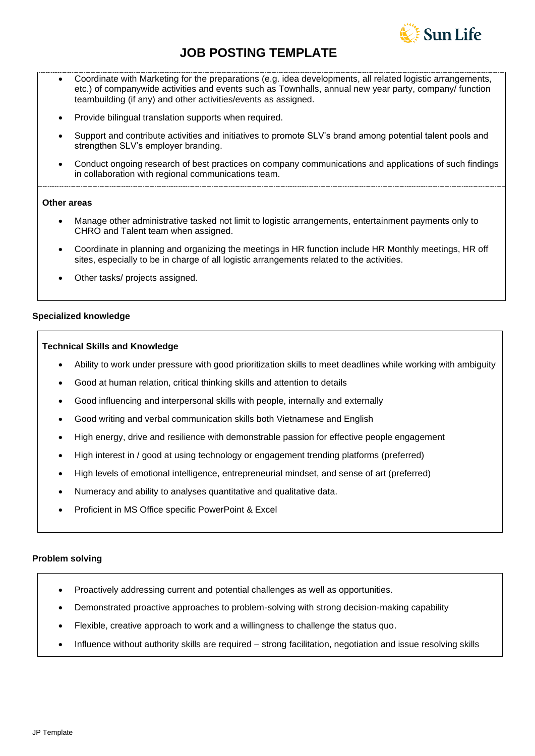# JOB POSTING TEMPLATE

- Coordinate with Marketing for the preparations (e.g. idea developments, all related logistic arrangements, etc.) of companywide activities and events such as Townhalls, annual new year party, company/ function teambuilding (if any) and other activities/events as assigned.
- Provide bilingual translation supports when required.
- Support and contribute activities and initiatives to promote SLV's brand among potential talent pools and strengthen SLV's employer branding.
- Conduct ongoing research of best practices on company communications and applications of such findings in collaboration with regional communications team.

**Other areas**

- Manage other administrative tasked not limit to logistic arrangements, entertainment payments only to CHRO and Talent team when assigned.
- Coordinate in planning and organizing the meetings in HR function include HR Monthly meetings, HR off sites, especially to be in charge of all logistic arrangements related to the activities.
- Other tasks/ projects assigned.

**Specialized knowledge**

**Technical Skills and Knowledge**

- Ability to work under pressure with good prioritization skills to meet deadlines while working with ambiguity
- Good at human relation, critical thinking skills and attention to details
- Good influencing and interpersonal skills with people, internally and externally
- Good writing and verbal communication skills both Vietnamese and English
- High energy, drive and resilience with demonstrable passion for effective people engagement
- High interest in / good at using technology or engagement trending platforms (preferred)
- High levels of emotional intelligence, entrepreneurial mindset, and sense of art (preferred)
- Numeracy and ability to analyses quantitative and qualitative data.
- Proficient in MS Office specific PowerPoint & Excel

**Problem solving**

- Proactively addressing current and potential challenges as well as opportunities.
- Demonstrated proactive approaches to problem-solving with strong decision-making capability
- Flexible, creative approach to work and a willingness to challenge the status quo.
- Influence without authority skills are required – strong facilitation, negotiation and issue resolving skills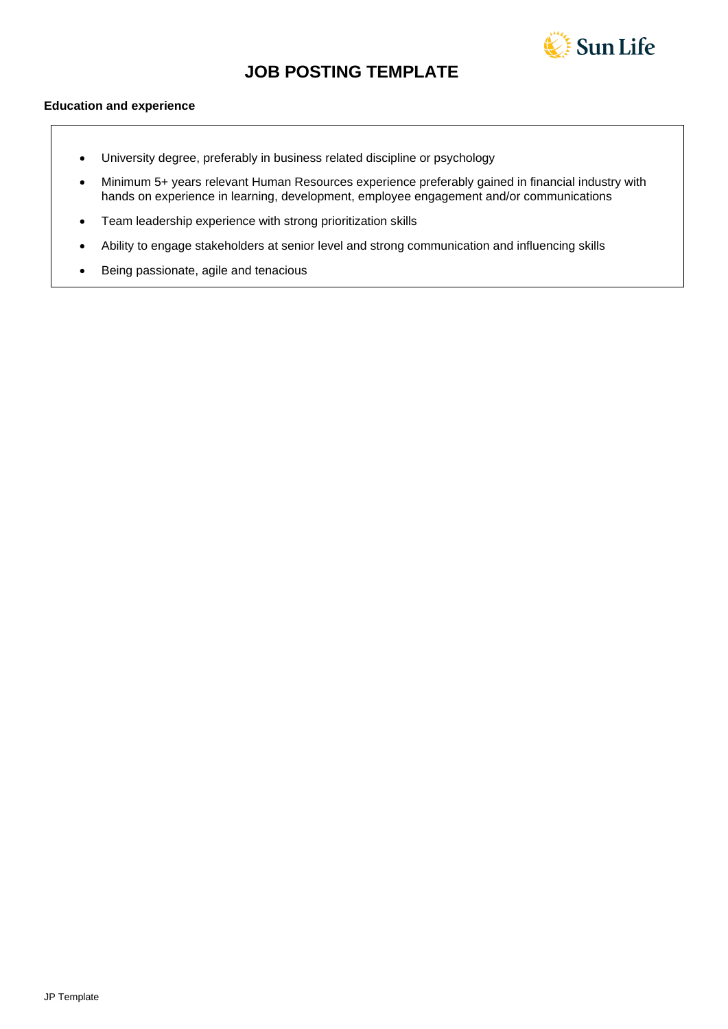# JOB POSTING TEMPLATE

**Education and experience**

- University degree, preferably in business related discipline or psychology
- Minimum 5+ years relevant Human Resources experience preferably gained in financial industry with hands on experience in learning, development, employee engagement and/or communications
- Team leadership experience with strong prioritization skills
- Ability to engage stakeholders at senior level and strong communication and influencing skills
- Being passionate, agile and tenacious